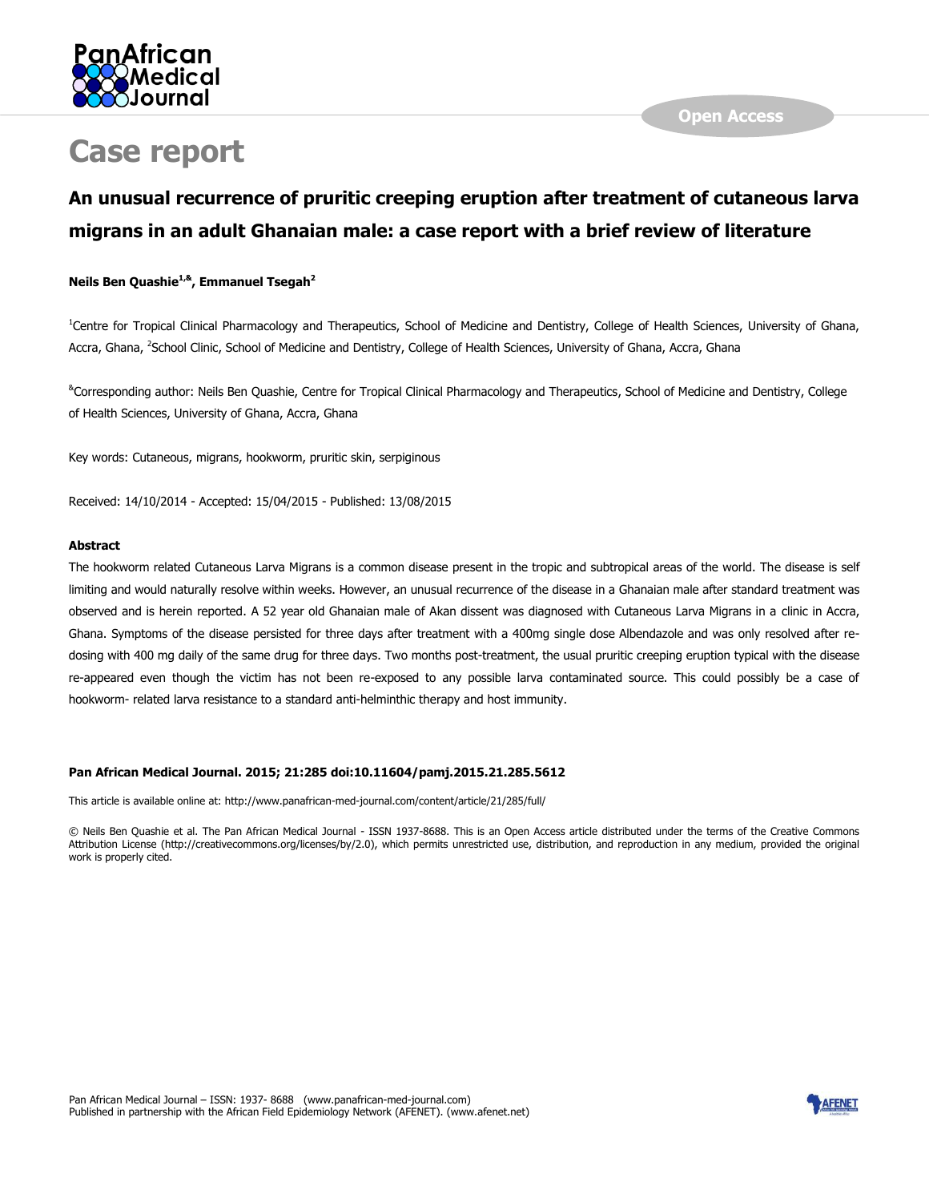# Case report

## An unusual recurrence of pruritic creeping eruption after treatment of cutaneous larva migrans in an adult Ghanaian male: a case report with a brief review of literature

**Neils Ben Quashie[1,&], Emmanuel Tsegah[2]**

[1]Centre for Tropical Clinical Pharmacology and Therapeutics, School of Medicine and Dentistry, College of Health Sciences, University of Ghana, Accra, Ghana, [2]School Clinic, School of Medicine and Dentistry, College of Health Sciences, University of Ghana, Accra, Ghana

[&]Corresponding author: Neils Ben Quashie, Centre for Tropical Clinical Pharmacology and Therapeutics, School of Medicine and Dentistry, College of Health Sciences, University of Ghana, Accra, Ghana

Key words: Cutaneous, migrans, hookworm, pruritic skin, serpiginous

Received: 14/10/2014 - Accepted: 15/04/2015 - Published: 13/08/2015

### Abstract

The hookworm related Cutaneous Larva Migrans is a common disease present in the tropic and subtropical areas of the world. The disease is self limiting and would naturally resolve within weeks. However, an unusual recurrence of the disease in a Ghanaian male after standard treatment was observed and is herein reported. A 52 year old Ghanaian male of Akan dissent was diagnosed with Cutaneous Larva Migrans in a clinic in Accra, Ghana. Symptoms of the disease persisted for three days after treatment with a 400mg single dose Albendazole and was only resolved after re-dosing with 400 mg daily of the same drug for three days. Two months post-treatment, the usual pruritic creeping eruption typical with the disease re-appeared even though the victim has not been re-exposed to any possible larva contaminated source. This could possibly be a case of hookworm- related larva resistance to a standard anti-helminthic therapy and host immunity.

**Pan African Medical Journal. 2015; 21:285 doi:10.11604/pamj.2015.21.285.5612**

This article is available online at: http://www.panafrican-med-journal.com/content/article/21/285/full/

© Neils Ben Quashie et al. The Pan African Medical Journal - ISSN 1937-8688. This is an Open Access article distributed under the terms of the Creative Commons Attribution License (http://creativecommons.org/licenses/by/2.0), which permits unrestricted use, distribution, and reproduction in any medium, provided the original work is properly cited.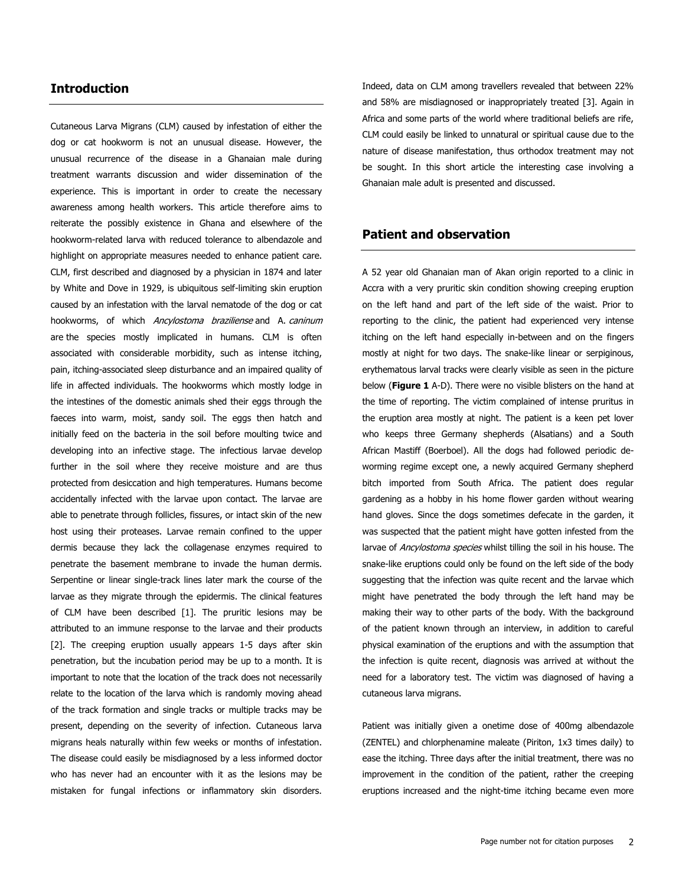## Introduction

Cutaneous Larva Migrans (CLM) caused by infestation of either the dog or cat hookworm is not an unusual disease. However, the unusual recurrence of the disease in a Ghanaian male during treatment warrants discussion and wider dissemination of the experience. This is important in order to create the necessary awareness among health workers. This article therefore aims to reiterate the possibly existence in Ghana and elsewhere of the hookworm-related larva with reduced tolerance to albendazole and highlight on appropriate measures needed to enhance patient care. CLM, first described and diagnosed by a physician in 1874 and later by White and Dove in 1929, is ubiquitous self-limiting skin eruption caused by an infestation with the larval nematode of the dog or cat hookworms, of which *Ancylostoma braziliense* and A. *caninum* are the species mostly implicated in humans. CLM is often associated with considerable morbidity, such as intense itching, pain, itching-associated sleep disturbance and an impaired quality of life in affected individuals. The hookworms which mostly lodge in the intestines of the domestic animals shed their eggs through the faeces into warm, moist, sandy soil. The eggs then hatch and initially feed on the bacteria in the soil before moulting twice and developing into an infective stage. The infectious larvae develop further in the soil where they receive moisture and are thus protected from desiccation and high temperatures. Humans become accidentally infected with the larvae upon contact. The larvae are able to penetrate through follicles, fissures, or intact skin of the new host using their proteases. Larvae remain confined to the upper dermis because they lack the collagenase enzymes required to penetrate the basement membrane to invade the human dermis. Serpentine or linear single-track lines later mark the course of the larvae as they migrate through the epidermis. The clinical features of CLM have been described [1]. The pruritic lesions may be attributed to an immune response to the larvae and their products [2]. The creeping eruption usually appears 1-5 days after skin penetration, but the incubation period may be up to a month. It is important to note that the location of the track does not necessarily relate to the location of the larva which is randomly moving ahead of the track formation and single tracks or multiple tracks may be present, depending on the severity of infection. Cutaneous larva migrans heals naturally within few weeks or months of infestation. The disease could easily be misdiagnosed by a less informed doctor who has never had an encounter with it as the lesions may be mistaken for fungal infections or inflammatory skin disorders. Indeed, data on CLM among travellers revealed that between 22% and 58% are misdiagnosed or inappropriately treated [3]. Again in Africa and some parts of the world where traditional beliefs are rife, CLM could easily be linked to unnatural or spiritual cause due to the nature of disease manifestation, thus orthodox treatment may not be sought. In this short article the interesting case involving a Ghanaian male adult is presented and discussed.

## Patient and observation

A 52 year old Ghanaian man of Akan origin reported to a clinic in Accra with a very pruritic skin condition showing creeping eruption on the left hand and part of the left side of the waist. Prior to reporting to the clinic, the patient had experienced very intense itching on the left hand especially in-between and on the fingers mostly at night for two days. The snake-like linear or serpiginous, erythematous larval tracks were clearly visible as seen in the picture below (**Figure 1** A-D). There were no visible blisters on the hand at the time of reporting. The victim complained of intense pruritus in the eruption area mostly at night. The patient is a keen pet lover who keeps three Germany shepherds (Alsatians) and a South African Mastiff (Boerboel). All the dogs had followed periodic de-worming regime except one, a newly acquired Germany shepherd bitch imported from South Africa. The patient does regular gardening as a hobby in his home flower garden without wearing hand gloves. Since the dogs sometimes defecate in the garden, it was suspected that the patient might have gotten infested from the larvae of *Ancylostoma species* whilst tilling the soil in his house. The snake-like eruptions could only be found on the left side of the body suggesting that the infection was quite recent and the larvae which might have penetrated the body through the left hand may be making their way to other parts of the body. With the background of the patient known through an interview, in addition to careful physical examination of the eruptions and with the assumption that the infection is quite recent, diagnosis was arrived at without the need for a laboratory test. The victim was diagnosed of having a cutaneous larva migrans.

Patient was initially given a onetime dose of 400mg albendazole (ZENTEL) and chlorphenamine maleate (Piriton, 1x3 times daily) to ease the itching. Three days after the initial treatment, there was no improvement in the condition of the patient, rather the creeping eruptions increased and the night-time itching became even more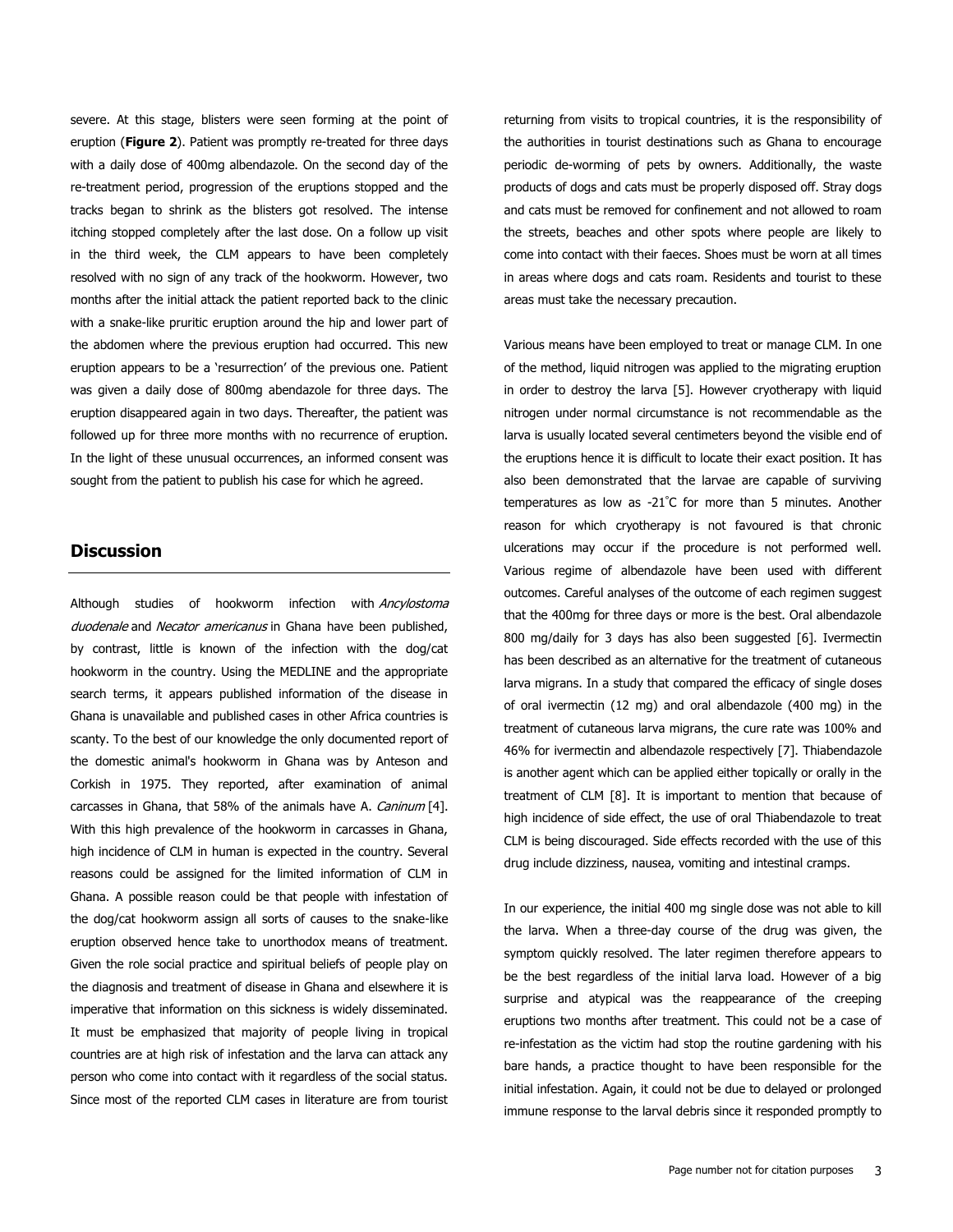severe. At this stage, blisters were seen forming at the point of eruption (**Figure 2**). Patient was promptly re-treated for three days with a daily dose of 400mg albendazole. On the second day of the re-treatment period, progression of the eruptions stopped and the tracks began to shrink as the blisters got resolved. The intense itching stopped completely after the last dose. On a follow up visit in the third week, the CLM appears to have been completely resolved with no sign of any track of the hookworm. However, two months after the initial attack the patient reported back to the clinic with a snake-like pruritic eruption around the hip and lower part of the abdomen where the previous eruption had occurred. This new eruption appears to be a 'resurrection' of the previous one. Patient was given a daily dose of 800mg abendazole for three days. The eruption disappeared again in two days. Thereafter, the patient was followed up for three more months with no recurrence of eruption. In the light of these unusual occurrences, an informed consent was sought from the patient to publish his case for which he agreed.

## Discussion

Although studies of hookworm infection with *Ancylostoma duodenale* and *Necator americanus* in Ghana have been published, by contrast, little is known of the infection with the dog/cat hookworm in the country. Using the MEDLINE and the appropriate search terms, it appears published information of the disease in Ghana is unavailable and published cases in other Africa countries is scanty. To the best of our knowledge the only documented report of the domestic animal's hookworm in Ghana was by Anteson and Corkish in 1975. They reported, after examination of animal carcasses in Ghana, that 58% of the animals have A. *Caninum* [4]. With this high prevalence of the hookworm in carcasses in Ghana, high incidence of CLM in human is expected in the country. Several reasons could be assigned for the limited information of CLM in Ghana. A possible reason could be that people with infestation of the dog/cat hookworm assign all sorts of causes to the snake-like eruption observed hence take to unorthodox means of treatment. Given the role social practice and spiritual beliefs of people play on the diagnosis and treatment of disease in Ghana and elsewhere it is imperative that information on this sickness is widely disseminated. It must be emphasized that majority of people living in tropical countries are at high risk of infestation and the larva can attack any person who come into contact with it regardless of the social status. Since most of the reported CLM cases in literature are from tourist returning from visits to tropical countries, it is the responsibility of the authorities in tourist destinations such as Ghana to encourage periodic de-worming of pets by owners. Additionally, the waste products of dogs and cats must be properly disposed off. Stray dogs and cats must be removed for confinement and not allowed to roam the streets, beaches and other spots where people are likely to come into contact with their faeces. Shoes must be worn at all times in areas where dogs and cats roam. Residents and tourist to these areas must take the necessary precaution.

Various means have been employed to treat or manage CLM. In one of the method, liquid nitrogen was applied to the migrating eruption in order to destroy the larva [5]. However cryotherapy with liquid nitrogen under normal circumstance is not recommendable as the larva is usually located several centimeters beyond the visible end of the eruptions hence it is difficult to locate their exact position. It has also been demonstrated that the larvae are capable of surviving temperatures as low as -21˚C for more than 5 minutes. Another reason for which cryotherapy is not favoured is that chronic ulcerations may occur if the procedure is not performed well. Various regime of albendazole have been used with different outcomes. Careful analyses of the outcome of each regimen suggest that the 400mg for three days or more is the best. Oral albendazole 800 mg/daily for 3 days has also been suggested [6]. Ivermectin has been described as an alternative for the treatment of cutaneous larva migrans. In a study that compared the efficacy of single doses of oral ivermectin (12 mg) and oral albendazole (400 mg) in the treatment of cutaneous larva migrans, the cure rate was 100% and 46% for ivermectin and albendazole respectively [7]. Thiabendazole is another agent which can be applied either topically or orally in the treatment of CLM [8]. It is important to mention that because of high incidence of side effect, the use of oral Thiabendazole to treat CLM is being discouraged. Side effects recorded with the use of this drug include dizziness, nausea, vomiting and intestinal cramps.

In our experience, the initial 400 mg single dose was not able to kill the larva. When a three-day course of the drug was given, the symptom quickly resolved. The later regimen therefore appears to be the best regardless of the initial larva load. However of a big surprise and atypical was the reappearance of the creeping eruptions two months after treatment. This could not be a case of re-infestation as the victim had stop the routine gardening with his bare hands, a practice thought to have been responsible for the initial infestation. Again, it could not be due to delayed or prolonged immune response to the larval debris since it responded promptly to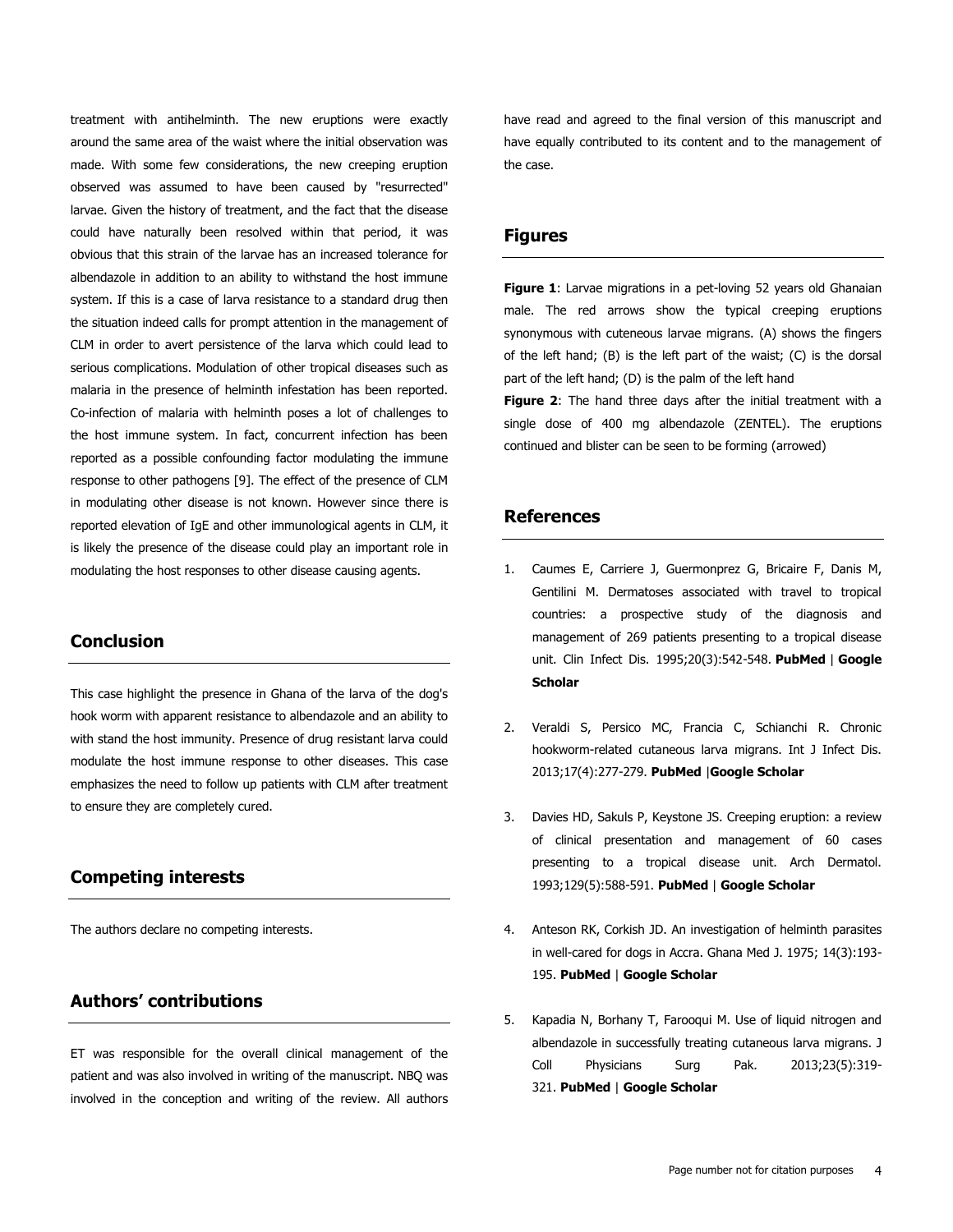treatment with antihelminth. The new eruptions were exactly around the same area of the waist where the initial observation was made. With some few considerations, the new creeping eruption observed was assumed to have been caused by "resurrected" larvae. Given the history of treatment, and the fact that the disease could have naturally been resolved within that period, it was obvious that this strain of the larvae has an increased tolerance for albendazole in addition to an ability to withstand the host immune system. If this is a case of larva resistance to a standard drug then the situation indeed calls for prompt attention in the management of CLM in order to avert persistence of the larva which could lead to serious complications. Modulation of other tropical diseases such as malaria in the presence of helminth infestation has been reported. Co-infection of malaria with helminth poses a lot of challenges to the host immune system. In fact, concurrent infection has been reported as a possible confounding factor modulating the immune response to other pathogens [9]. The effect of the presence of CLM in modulating other disease is not known. However since there is reported elevation of IgE and other immunological agents in CLM, it is likely the presence of the disease could play an important role in modulating the host responses to other disease causing agents.

## Conclusion

This case highlight the presence in Ghana of the larva of the dog's hook worm with apparent resistance to albendazole and an ability to with stand the host immunity. Presence of drug resistant larva could modulate the host immune response to other diseases. This case emphasizes the need to follow up patients with CLM after treatment to ensure they are completely cured.

## Competing interests

The authors declare no competing interests.

## Authors' contributions

ET was responsible for the overall clinical management of the patient and was also involved in writing of the manuscript. NBQ was involved in the conception and writing of the review. All authors have read and agreed to the final version of this manuscript and have equally contributed to its content and to the management of the case.

## Figures

**Figure 1**: Larvae migrations in a pet-loving 52 years old Ghanaian male. The red arrows show the typical creeping eruptions synonymous with cuteneous larvae migrans. (A) shows the fingers of the left hand; (B) is the left part of the waist; (C) is the dorsal part of the left hand; (D) is the palm of the left hand

**Figure 2**: The hand three days after the initial treatment with a single dose of 400 mg albendazole (ZENTEL). The eruptions continued and blister can be seen to be forming (arrowed)

## References

1. Caumes E, Carriere J, Guermonprez G, Bricaire F, Danis M, Gentilini M. Dermatoses associated with travel to tropical countries: a prospective study of the diagnosis and management of 269 patients presenting to a tropical disease unit. Clin Infect Dis. 1995;20(3):542-548. **PubMed** | **Google Scholar**

2. Veraldi S, Persico MC, Francia C, Schianchi R. Chronic hookworm-related cutaneous larva migrans. Int J Infect Dis. 2013;17(4):277-279. **PubMed** |**Google Scholar**

3. Davies HD, Sakuls P, Keystone JS. Creeping eruption: a review of clinical presentation and management of 60 cases presenting to a tropical disease unit. Arch Dermatol. 1993;129(5):588-591. **PubMed** | **Google Scholar**

4. Anteson RK, Corkish JD. An investigation of helminth parasites in well-cared for dogs in Accra. Ghana Med J. 1975; 14(3):193-195. **PubMed** | **Google Scholar**

5. Kapadia N, Borhany T, Farooqui M. Use of liquid nitrogen and albendazole in successfully treating cutaneous larva migrans. J Coll Physicians Surg Pak. 2013;23(5):319-321. **PubMed** | **Google Scholar**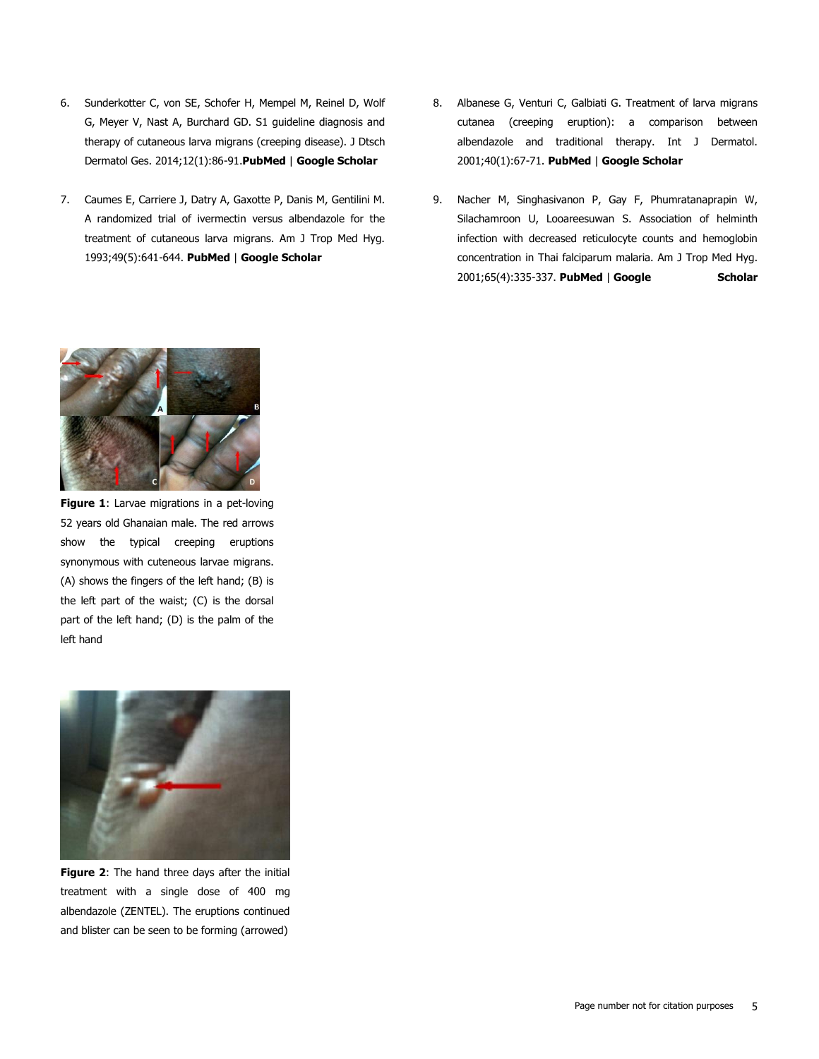6. Sunderkotter C, von SE, Schofer H, Mempel M, Reinel D, Wolf G, Meyer V, Nast A, Burchard GD. S1 guideline diagnosis and therapy of cutaneous larva migrans (creeping disease). J Dtsch Dermatol Ges. 2014;12(1):86-91.**PubMed** | **Google Scholar**

7. Caumes E, Carriere J, Datry A, Gaxotte P, Danis M, Gentilini M. A randomized trial of ivermectin versus albendazole for the treatment of cutaneous larva migrans. Am J Trop Med Hyg. 1993;49(5):641-644. **PubMed** | **Google Scholar**

8. Albanese G, Venturi C, Galbiati G. Treatment of larva migrans cutanea (creeping eruption): a comparison between albendazole and traditional therapy. Int J Dermatol. 2001;40(1):67-71. **PubMed** | **Google Scholar**

9. Nacher M, Singhasivanon P, Gay F, Phumratanaprapin W, Silachamroon U, Looareesuwan S. Association of helminth infection with decreased reticulocyte counts and hemoglobin concentration in Thai falciparum malaria. Am J Trop Med Hyg. 2001;65(4):335-337. **PubMed** | **Google Scholar**

**Figure 1**: Larvae migrations in a pet-loving 52 years old Ghanaian male. The red arrows show the typical creeping eruptions synonymous with cuteneous larvae migrans. (A) shows the fingers of the left hand; (B) is the left part of the waist; (C) is the dorsal part of the left hand; (D) is the palm of the left hand

**Figure 2**: The hand three days after the initial treatment with a single dose of 400 mg albendazole (ZENTEL). The eruptions continued and blister can be seen to be forming (arrowed)